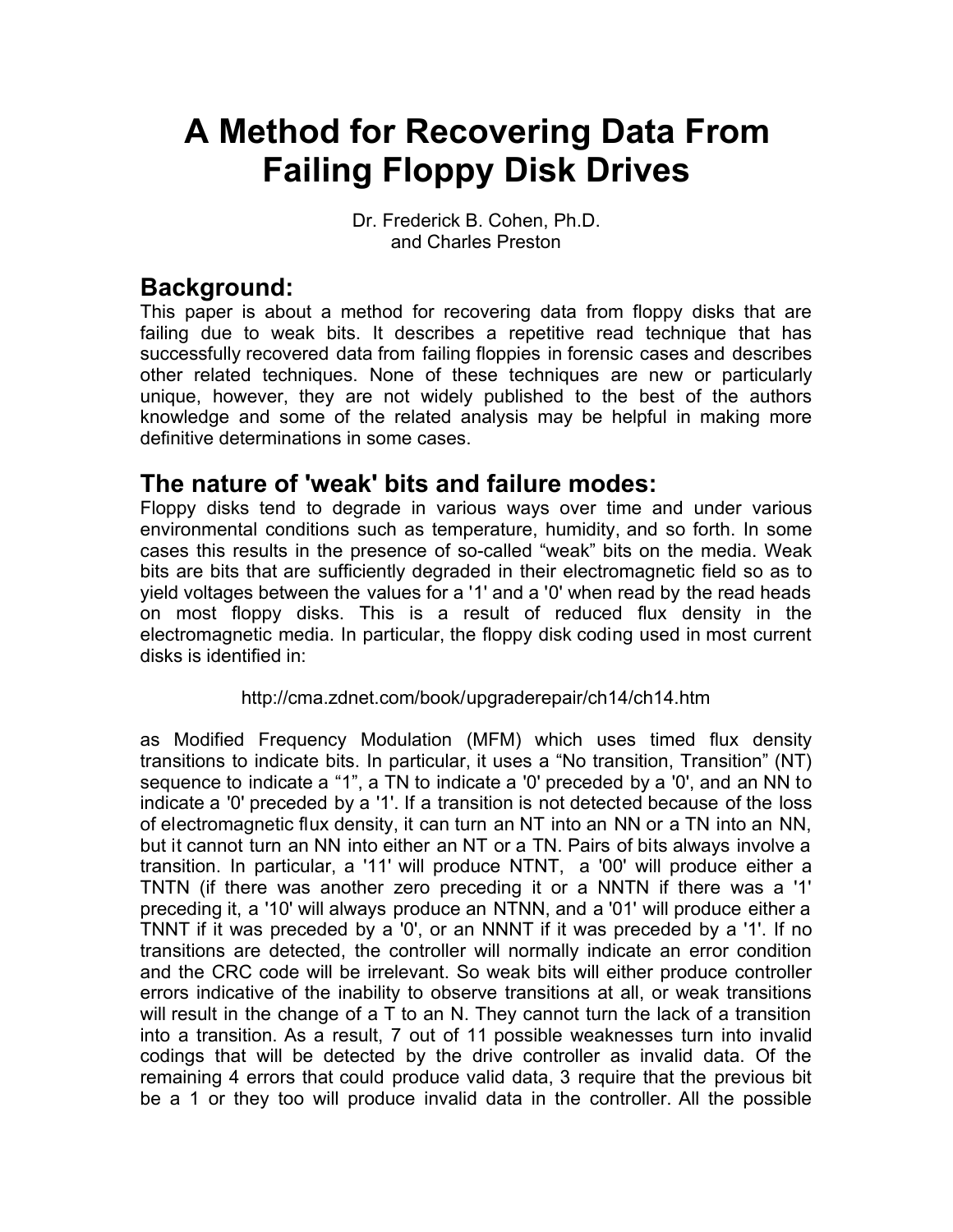# A Method for Recovering Data From Failing Floppy Disk Drives

Dr. Frederick B. Cohen, Ph.D.
and Charles Preston

## Background:

This paper is about a method for recovering data from floppy disks that are failing due to weak bits. It describes a repetitive read technique that has successfully recovered data from failing floppies in forensic cases and describes other related techniques. None of these techniques are new or particularly unique, however, they are not widely published to the best of the authors knowledge and some of the related analysis may be helpful in making more definitive determinations in some cases.

## The nature of 'weak' bits and failure modes:

Floppy disks tend to degrade in various ways over time and under various environmental conditions such as temperature, humidity, and so forth. In some cases this results in the presence of so-called "weak" bits on the media. Weak bits are bits that are sufficiently degraded in their electromagnetic field so as to yield voltages between the values for a '1' and a '0' when read by the read heads on most floppy disks. This is a result of reduced flux density in the electromagnetic media. In particular, the floppy disk coding used in most current disks is identified in:

http://cma.zdnet.com/book/upgraderepair/ch14/ch14.htm

as Modified Frequency Modulation (MFM) which uses timed flux density transitions to indicate bits. In particular, it uses a "No transition, Transition" (NT) sequence to indicate a "1", a TN to indicate a '0' preceded by a '0', and an NN to indicate a '0' preceded by a '1'. If a transition is not detected because of the loss of electromagnetic flux density, it can turn an NT into an NN or a TN into an NN, but it cannot turn an NN into either an NT or a TN. Pairs of bits always involve a transition. In particular, a '11' will produce NTNT, a '00' will produce either a TNTN (if there was another zero preceding it or a NNTN if there was a '1' preceding it, a '10' will always produce an NTNN, and a '01' will produce either a TNNT if it was preceded by a '0', or an NNNT if it was preceded by a '1'. If no transitions are detected, the controller will normally indicate an error condition and the CRC code will be irrelevant. So weak bits will either produce controller errors indicative of the inability to observe transitions at all, or weak transitions will result in the change of a T to an N. They cannot turn the lack of a transition into a transition. As a result, 7 out of 11 possible weaknesses turn into invalid codings that will be detected by the drive controller as invalid data. Of the remaining 4 errors that could produce valid data, 3 require that the previous bit be a 1 or they too will produce invalid data in the controller. All the possible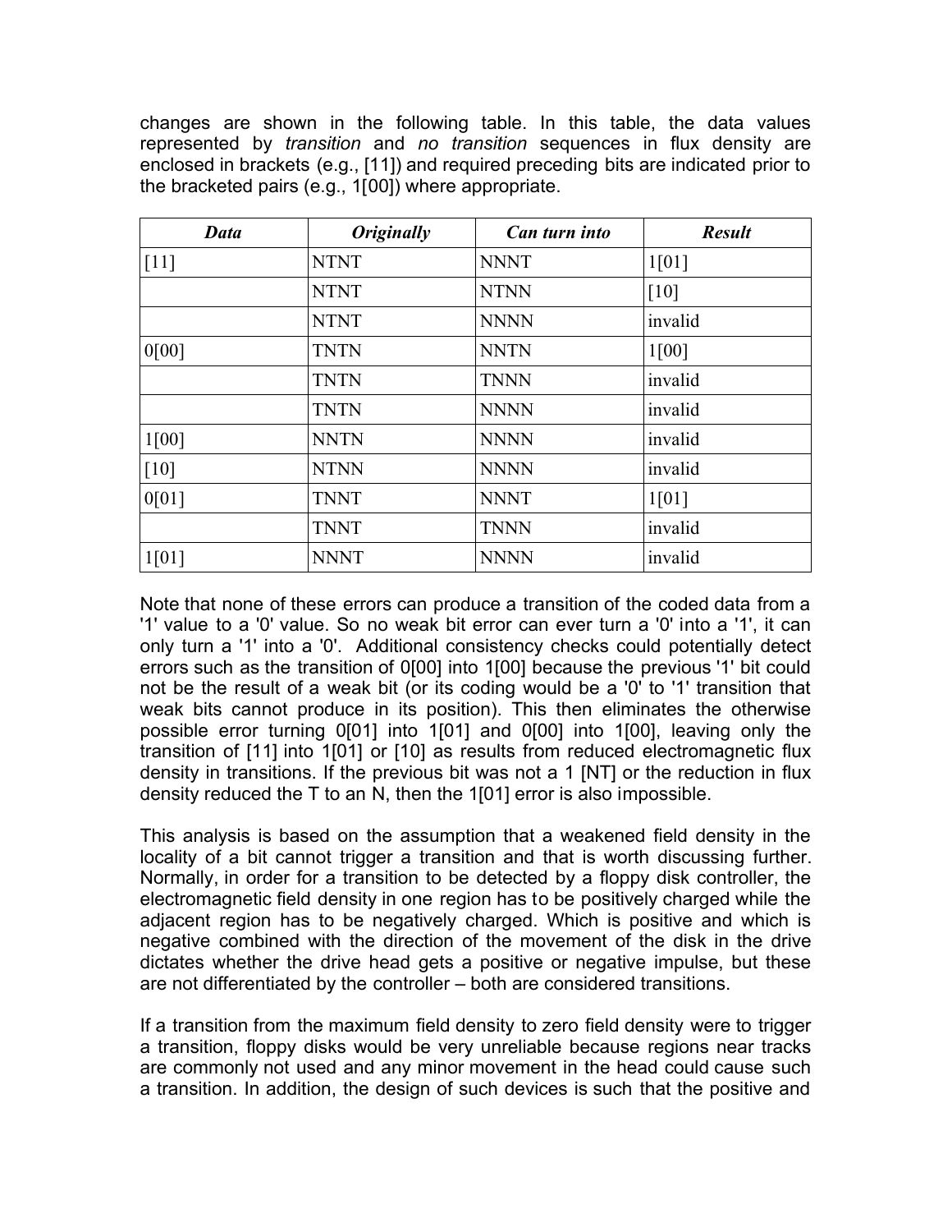changes are shown in the following table. In this table, the data values represented by *transition* and *no transition* sequences in flux density are enclosed in brackets (e.g., [11]) and required preceding bits are indicated prior to the bracketed pairs (e.g., 1[00]) where appropriate.

| ***Data*** | ***Originally*** | ***Can turn into*** | ***Result*** |
|---|---|---|---|
| [11] | NTNT | NNNT | 1[01] |
| | NTNT | NTNN | [10] |
| | NTNT | NNNN | invalid |
| 0[00] | TNTN | NNTN | 1[00] |
| | TNTN | TNNN | invalid |
| | TNTN | NNNN | invalid |
| 1[00] | NNTN | NNNN | invalid |
| [10] | NTNN | NNNN | invalid |
| 0[01] | TNNT | NNNT | 1[01] |
| | TNNT | TNNN | invalid |
| 1[01] | NNNT | NNNN | invalid |

Note that none of these errors can produce a transition of the coded data from a '1' value to a '0' value. So no weak bit error can ever turn a '0' into a '1', it can only turn a '1' into a '0'. Additional consistency checks could potentially detect errors such as the transition of 0[00] into 1[00] because the previous '1' bit could not be the result of a weak bit (or its coding would be a '0' to '1' transition that weak bits cannot produce in its position). This then eliminates the otherwise possible error turning 0[01] into 1[01] and 0[00] into 1[00], leaving only the transition of [11] into 1[01] or [10] as results from reduced electromagnetic flux density in transitions. If the previous bit was not a 1 [NT] or the reduction in flux density reduced the T to an N, then the 1[01] error is also impossible.

This analysis is based on the assumption that a weakened field density in the locality of a bit cannot trigger a transition and that is worth discussing further. Normally, in order for a transition to be detected by a floppy disk controller, the electromagnetic field density in one region has to be positively charged while the adjacent region has to be negatively charged. Which is positive and which is negative combined with the direction of the movement of the disk in the drive dictates whether the drive head gets a positive or negative impulse, but these are not differentiated by the controller – both are considered transitions.

If a transition from the maximum field density to zero field density were to trigger a transition, floppy disks would be very unreliable because regions near tracks are commonly not used and any minor movement in the head could cause such a transition. In addition, the design of such devices is such that the positive and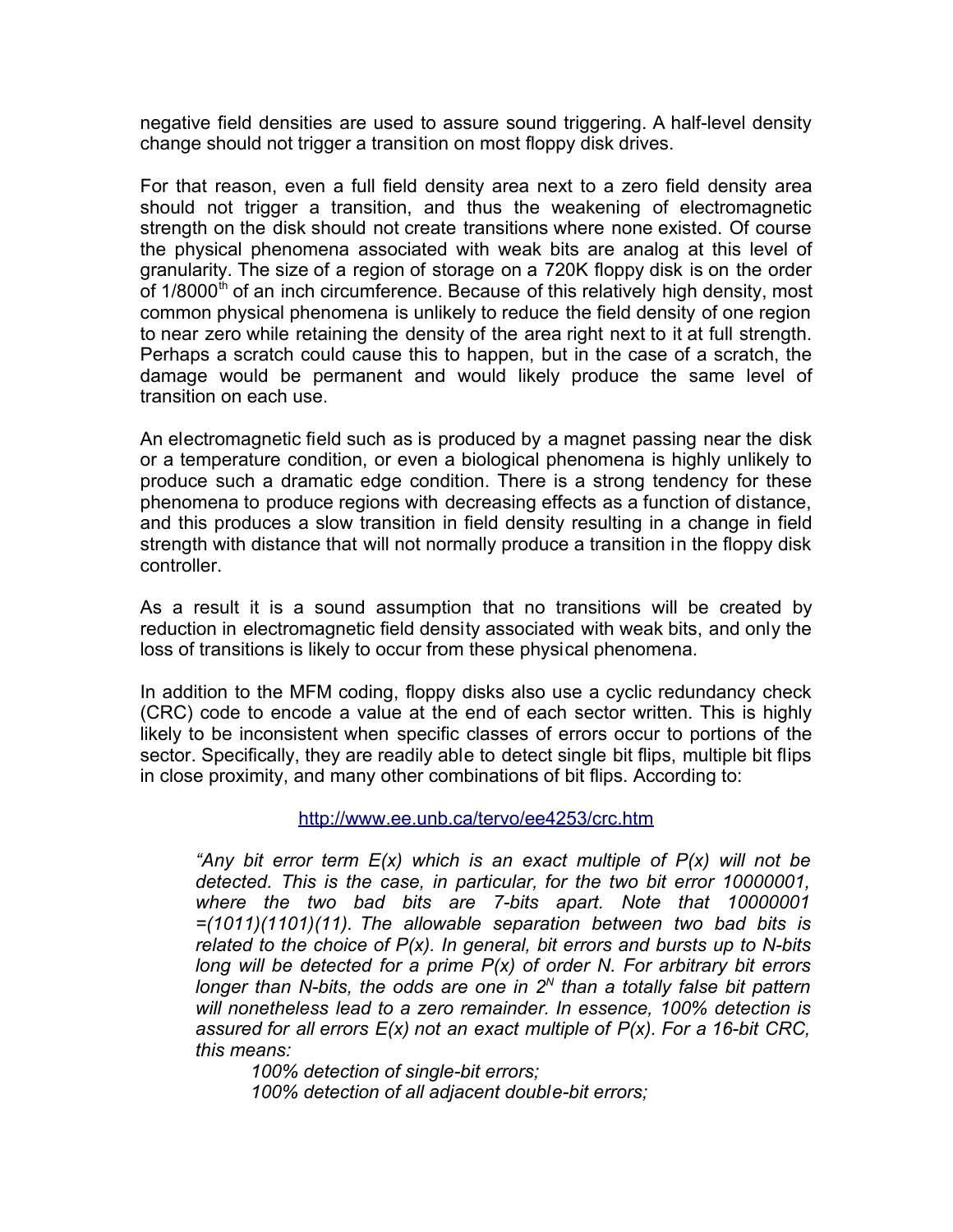negative field densities are used to assure sound triggering. A half-level density change should not trigger a transition on most floppy disk drives.

For that reason, even a full field density area next to a zero field density area should not trigger a transition, and thus the weakening of electromagnetic strength on the disk should not create transitions where none existed. Of course the physical phenomena associated with weak bits are analog at this level of granularity. The size of a region of storage on a 720K floppy disk is on the order of 1/8000$^{th}$ of an inch circumference. Because of this relatively high density, most common physical phenomena is unlikely to reduce the field density of one region to near zero while retaining the density of the area right next to it at full strength. Perhaps a scratch could cause this to happen, but in the case of a scratch, the damage would be permanent and would likely produce the same level of transition on each use.

An electromagnetic field such as is produced by a magnet passing near the disk or a temperature condition, or even a biological phenomena is highly unlikely to produce such a dramatic edge condition. There is a strong tendency for these phenomena to produce regions with decreasing effects as a function of distance, and this produces a slow transition in field density resulting in a change in field strength with distance that will not normally produce a transition in the floppy disk controller.

As a result it is a sound assumption that no transitions will be created by reduction in electromagnetic field density associated with weak bits, and only the loss of transitions is likely to occur from these physical phenomena.

In addition to the MFM coding, floppy disks also use a cyclic redundancy check (CRC) code to encode a value at the end of each sector written. This is highly likely to be inconsistent when specific classes of errors occur to portions of the sector. Specifically, they are readily able to detect single bit flips, multiple bit flips in close proximity, and many other combinations of bit flips. According to:

http://www.ee.unb.ca/tervo/ee4253/crc.htm

> *"Any bit error term E(x) which is an exact multiple of P(x) will not be detected. This is the case, in particular, for the two bit error 10000001, where the two bad bits are 7-bits apart. Note that 10000001 =(1011)(1101)(11). The allowable separation between two bad bits is related to the choice of P(x). In general, bit errors and bursts up to N-bits long will be detected for a prime P(x) of order N. For arbitrary bit errors longer than N-bits, the odds are one in $2^N$ than a totally false bit pattern will nonetheless lead to a zero remainder. In essence, 100% detection is assured for all errors E(x) not an exact multiple of P(x). For a 16-bit CRC, this means:*
>
> > *100% detection of single-bit errors;*
> > *100% detection of all adjacent double-bit errors;*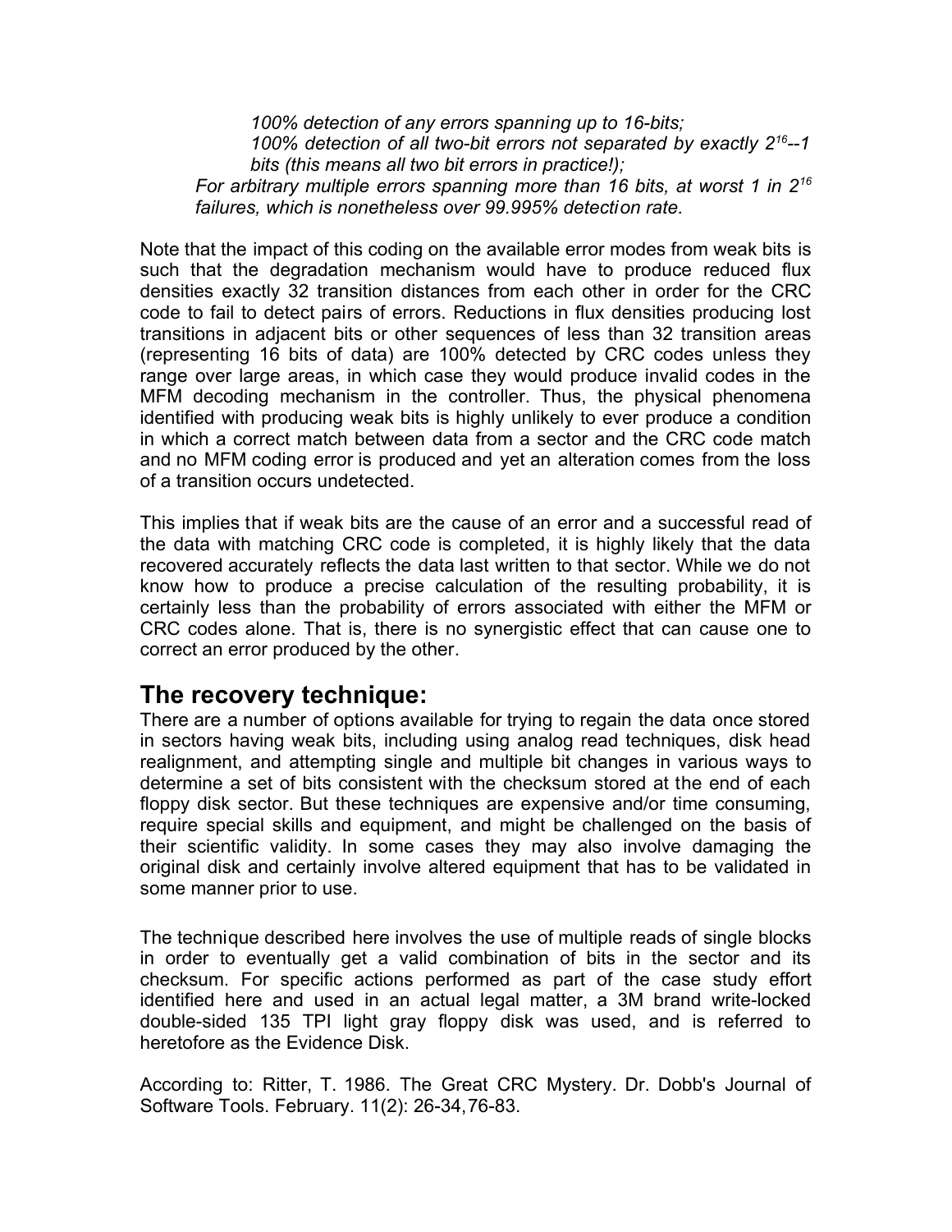*100% detection of any errors spanning up to 16-bits;*

*100% detection of all two-bit errors not separated by exactly $2^{16}$--1 bits (this means all two bit errors in practice!);*

*For arbitrary multiple errors spanning more than 16 bits, at worst 1 in $2^{16}$ failures, which is nonetheless over 99.995% detection rate.*

Note that the impact of this coding on the available error modes from weak bits is such that the degradation mechanism would have to produce reduced flux densities exactly 32 transition distances from each other in order for the CRC code to fail to detect pairs of errors. Reductions in flux densities producing lost transitions in adjacent bits or other sequences of less than 32 transition areas (representing 16 bits of data) are 100% detected by CRC codes unless they range over large areas, in which case they would produce invalid codes in the MFM decoding mechanism in the controller. Thus, the physical phenomena identified with producing weak bits is highly unlikely to ever produce a condition in which a correct match between data from a sector and the CRC code match and no MFM coding error is produced and yet an alteration comes from the loss of a transition occurs undetected.

This implies that if weak bits are the cause of an error and a successful read of the data with matching CRC code is completed, it is highly likely that the data recovered accurately reflects the data last written to that sector. While we do not know how to produce a precise calculation of the resulting probability, it is certainly less than the probability of errors associated with either the MFM or CRC codes alone. That is, there is no synergistic effect that can cause one to correct an error produced by the other.

## The recovery technique:

There are a number of options available for trying to regain the data once stored in sectors having weak bits, including using analog read techniques, disk head realignment, and attempting single and multiple bit changes in various ways to determine a set of bits consistent with the checksum stored at the end of each floppy disk sector. But these techniques are expensive and/or time consuming, require special skills and equipment, and might be challenged on the basis of their scientific validity. In some cases they may also involve damaging the original disk and certainly involve altered equipment that has to be validated in some manner prior to use.

The technique described here involves the use of multiple reads of single blocks in order to eventually get a valid combination of bits in the sector and its checksum. For specific actions performed as part of the case study effort identified here and used in an actual legal matter, a 3M brand write-locked double-sided 135 TPI light gray floppy disk was used, and is referred to heretofore as the Evidence Disk.

According to: Ritter, T. 1986. The Great CRC Mystery. Dr. Dobb's Journal of Software Tools. February. 11(2): 26-34,76-83.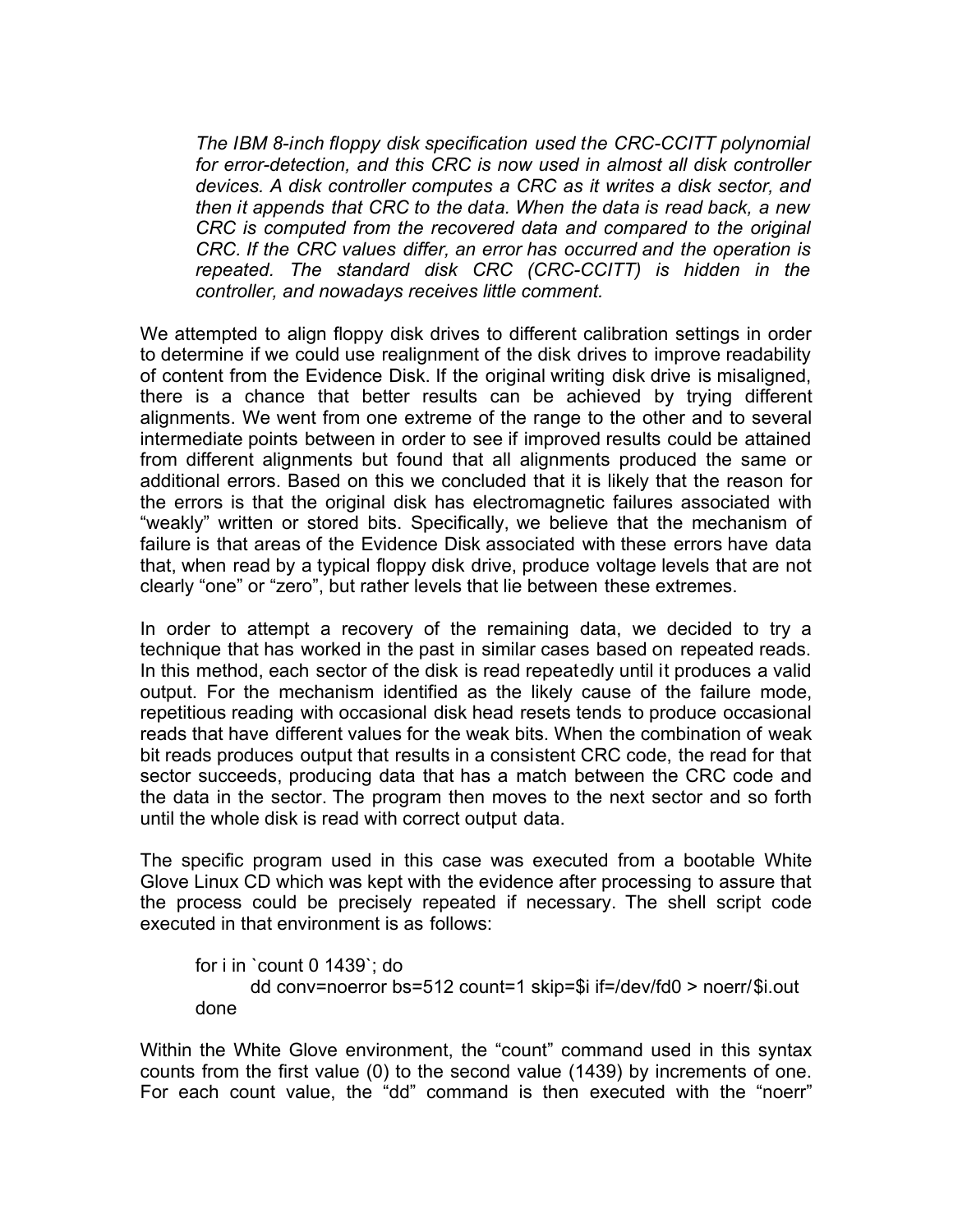> *The IBM 8-inch floppy disk specification used the CRC-CCITT polynomial for error-detection, and this CRC is now used in almost all disk controller devices. A disk controller computes a CRC as it writes a disk sector, and then it appends that CRC to the data. When the data is read back, a new CRC is computed from the recovered data and compared to the original CRC. If the CRC values differ, an error has occurred and the operation is repeated. The standard disk CRC (CRC-CCITT) is hidden in the controller, and nowadays receives little comment.*

We attempted to align floppy disk drives to different calibration settings in order to determine if we could use realignment of the disk drives to improve readability of content from the Evidence Disk. If the original writing disk drive is misaligned, there is a chance that better results can be achieved by trying different alignments. We went from one extreme of the range to the other and to several intermediate points between in order to see if improved results could be attained from different alignments but found that all alignments produced the same or additional errors. Based on this we concluded that it is likely that the reason for the errors is that the original disk has electromagnetic failures associated with "weakly" written or stored bits. Specifically, we believe that the mechanism of failure is that areas of the Evidence Disk associated with these errors have data that, when read by a typical floppy disk drive, produce voltage levels that are not clearly "one" or "zero", but rather levels that lie between these extremes.

In order to attempt a recovery of the remaining data, we decided to try a technique that has worked in the past in similar cases based on repeated reads. In this method, each sector of the disk is read repeatedly until it produces a valid output. For the mechanism identified as the likely cause of the failure mode, repetitious reading with occasional disk head resets tends to produce occasional reads that have different values for the weak bits. When the combination of weak bit reads produces output that results in a consistent CRC code, the read for that sector succeeds, producing data that has a match between the CRC code and the data in the sector. The program then moves to the next sector and so forth until the whole disk is read with correct output data.

The specific program used in this case was executed from a bootable White Glove Linux CD which was kept with the evidence after processing to assure that the process could be precisely repeated if necessary. The shell script code executed in that environment is as follows:

```
for i in `count 0 1439`; do
	dd conv=noerror bs=512 count=1 skip=$i if=/dev/fd0 > noerr/$i.out
done
```

Within the White Glove environment, the "count" command used in this syntax counts from the first value (0) to the second value (1439) by increments of one. For each count value, the "dd" command is then executed with the "noerr"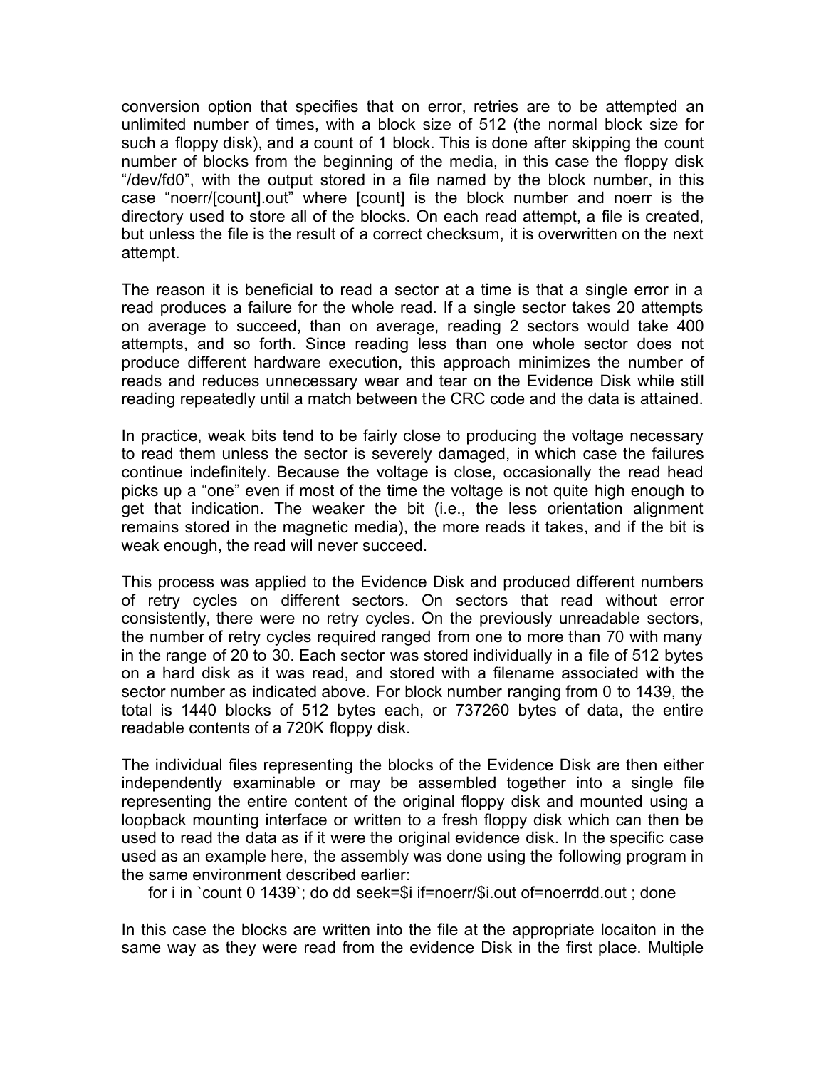conversion option that specifies that on error, retries are to be attempted an unlimited number of times, with a block size of 512 (the normal block size for such a floppy disk), and a count of 1 block. This is done after skipping the count number of blocks from the beginning of the media, in this case the floppy disk "/dev/fd0", with the output stored in a file named by the block number, in this case "noerr/[count].out" where [count] is the block number and noerr is the directory used to store all of the blocks. On each read attempt, a file is created, but unless the file is the result of a correct checksum, it is overwritten on the next attempt.

The reason it is beneficial to read a sector at a time is that a single error in a read produces a failure for the whole read. If a single sector takes 20 attempts on average to succeed, than on average, reading 2 sectors would take 400 attempts, and so forth. Since reading less than one whole sector does not produce different hardware execution, this approach minimizes the number of reads and reduces unnecessary wear and tear on the Evidence Disk while still reading repeatedly until a match between the CRC code and the data is attained.

In practice, weak bits tend to be fairly close to producing the voltage necessary to read them unless the sector is severely damaged, in which case the failures continue indefinitely. Because the voltage is close, occasionally the read head picks up a "one" even if most of the time the voltage is not quite high enough to get that indication. The weaker the bit (i.e., the less orientation alignment remains stored in the magnetic media), the more reads it takes, and if the bit is weak enough, the read will never succeed.

This process was applied to the Evidence Disk and produced different numbers of retry cycles on different sectors. On sectors that read without error consistently, there were no retry cycles. On the previously unreadable sectors, the number of retry cycles required ranged from one to more than 70 with many in the range of 20 to 30. Each sector was stored individually in a file of 512 bytes on a hard disk as it was read, and stored with a filename associated with the sector number as indicated above. For block number ranging from 0 to 1439, the total is 1440 blocks of 512 bytes each, or 737260 bytes of data, the entire readable contents of a 720K floppy disk.

The individual files representing the blocks of the Evidence Disk are then either independently examinable or may be assembled together into a single file representing the entire content of the original floppy disk and mounted using a loopback mounting interface or written to a fresh floppy disk which can then be used to read the data as if it were the original evidence disk. In the specific case used as an example here, the assembly was done using the following program in the same environment described earlier:

```
for i in `count 0 1439`; do dd seek=$i if=noerr/$i.out of=noerrdd.out ; done
```

In this case the blocks are written into the file at the appropriate locaiton in the same way as they were read from the evidence Disk in the first place. Multiple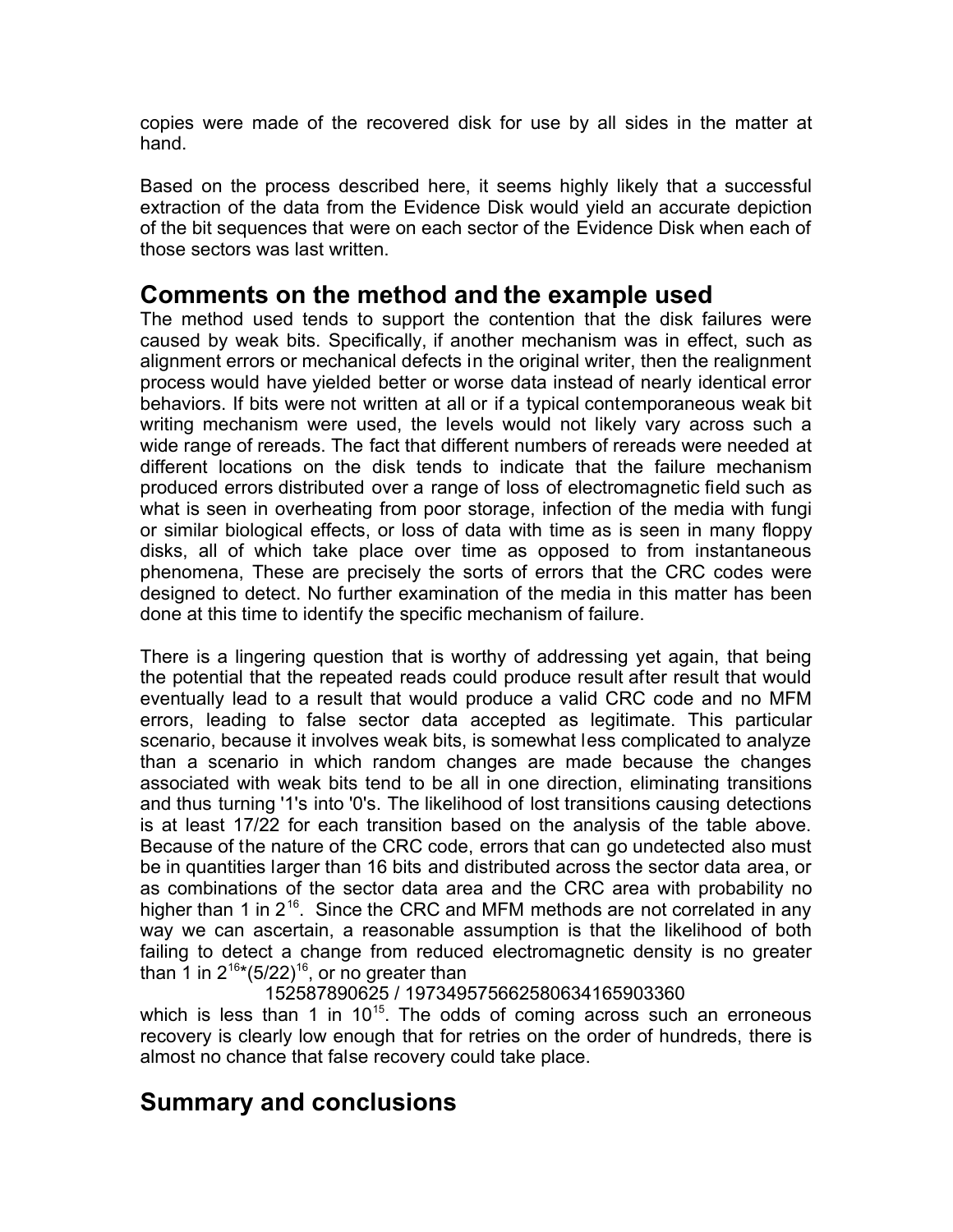copies were made of the recovered disk for use by all sides in the matter at hand.

Based on the process described here, it seems highly likely that a successful extraction of the data from the Evidence Disk would yield an accurate depiction of the bit sequences that were on each sector of the Evidence Disk when each of those sectors was last written.

## Comments on the method and the example used

The method used tends to support the contention that the disk failures were caused by weak bits. Specifically, if another mechanism was in effect, such as alignment errors or mechanical defects in the original writer, then the realignment process would have yielded better or worse data instead of nearly identical error behaviors. If bits were not written at all or if a typical contemporaneous weak bit writing mechanism were used, the levels would not likely vary across such a wide range of rereads. The fact that different numbers of rereads were needed at different locations on the disk tends to indicate that the failure mechanism produced errors distributed over a range of loss of electromagnetic field such as what is seen in overheating from poor storage, infection of the media with fungi or similar biological effects, or loss of data with time as is seen in many floppy disks, all of which take place over time as opposed to from instantaneous phenomena, These are precisely the sorts of errors that the CRC codes were designed to detect. No further examination of the media in this matter has been done at this time to identify the specific mechanism of failure.

There is a lingering question that is worthy of addressing yet again, that being the potential that the repeated reads could produce result after result that would eventually lead to a result that would produce a valid CRC code and no MFM errors, leading to false sector data accepted as legitimate. This particular scenario, because it involves weak bits, is somewhat less complicated to analyze than a scenario in which random changes are made because the changes associated with weak bits tend to be all in one direction, eliminating transitions and thus turning '1's into '0's. The likelihood of lost transitions causing detections is at least 17/22 for each transition based on the analysis of the table above. Because of the nature of the CRC code, errors that can go undetected also must be in quantities larger than 16 bits and distributed across the sector data area, or as combinations of the sector data area and the CRC area with probability no higher than 1 in $2^{16}$. Since the CRC and MFM methods are not correlated in any way we can ascertain, a reasonable assumption is that the likelihood of both failing to detect a change from reduced electromagnetic density is no greater than 1 in $2^{16}*(5/22)^{16}$, or no greater than

$$152587890625 / 197349575662580634165903360$$

which is less than 1 in $10^{15}$. The odds of coming across such an erroneous recovery is clearly low enough that for retries on the order of hundreds, there is almost no chance that false recovery could take place.

## Summary and conclusions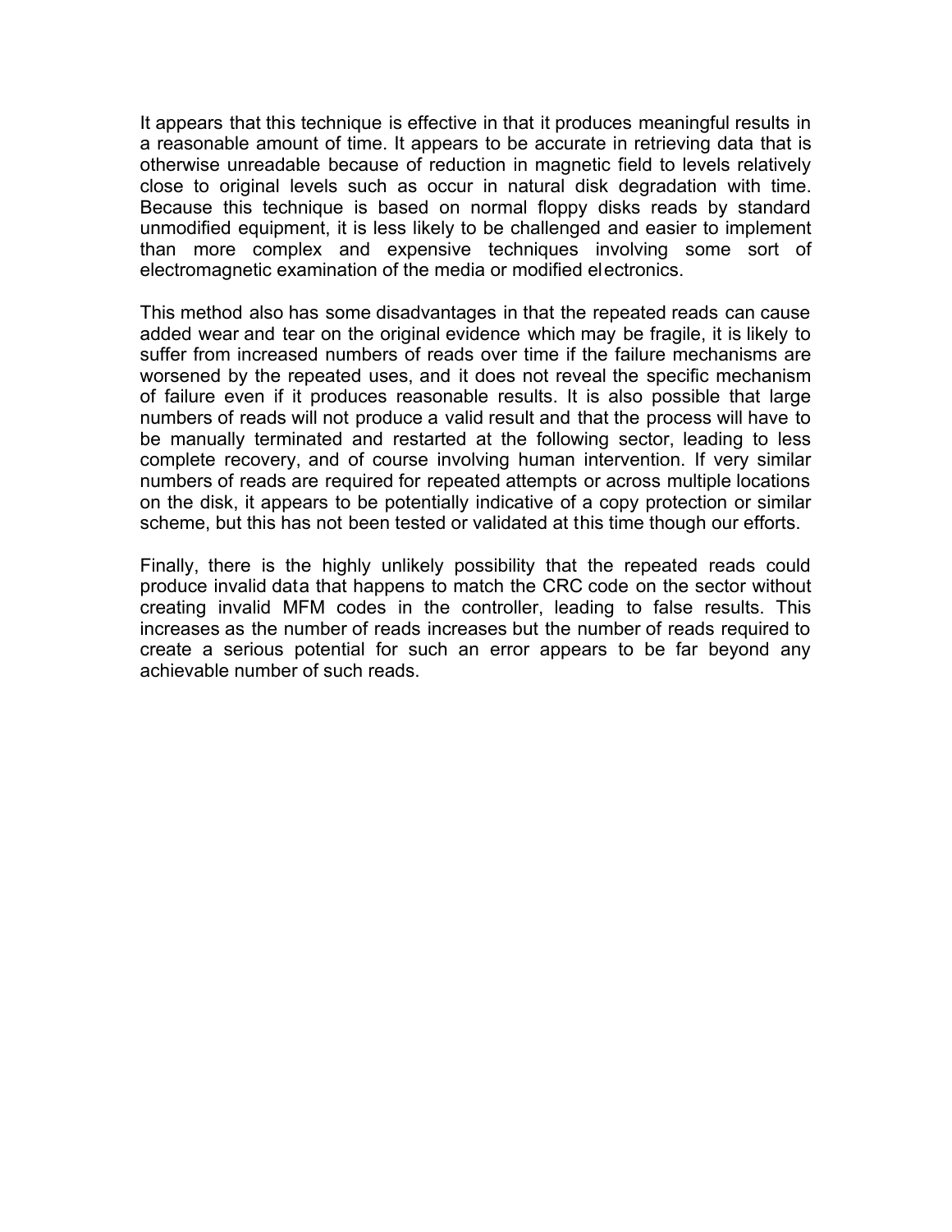It appears that this technique is effective in that it produces meaningful results in a reasonable amount of time. It appears to be accurate in retrieving data that is otherwise unreadable because of reduction in magnetic field to levels relatively close to original levels such as occur in natural disk degradation with time. Because this technique is based on normal floppy disks reads by standard unmodified equipment, it is less likely to be challenged and easier to implement than more complex and expensive techniques involving some sort of electromagnetic examination of the media or modified electronics.

This method also has some disadvantages in that the repeated reads can cause added wear and tear on the original evidence which may be fragile, it is likely to suffer from increased numbers of reads over time if the failure mechanisms are worsened by the repeated uses, and it does not reveal the specific mechanism of failure even if it produces reasonable results. It is also possible that large numbers of reads will not produce a valid result and that the process will have to be manually terminated and restarted at the following sector, leading to less complete recovery, and of course involving human intervention. If very similar numbers of reads are required for repeated attempts or across multiple locations on the disk, it appears to be potentially indicative of a copy protection or similar scheme, but this has not been tested or validated at this time though our efforts.

Finally, there is the highly unlikely possibility that the repeated reads could produce invalid data that happens to match the CRC code on the sector without creating invalid MFM codes in the controller, leading to false results. This increases as the number of reads increases but the number of reads required to create a serious potential for such an error appears to be far beyond any achievable number of such reads.